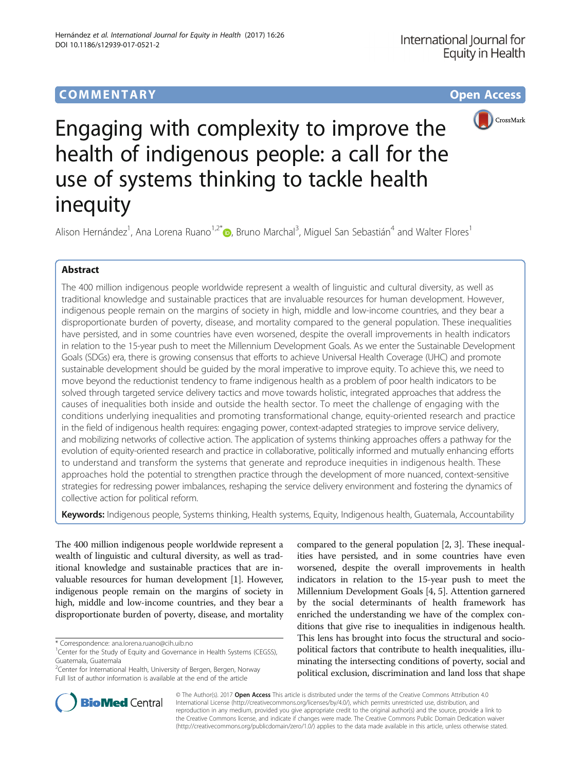COMMENTARY Open Access

# Engaging with complexity to improve the health of indigenous people: a call for the use of systems thinking to tackle health inequity

Alison Hernández[1], Ana Lorena Ruano[1,2*], Bruno Marchal[3], Miguel San Sebastián[4] and Walter Flores[1]

## Abstract

The 400 million indigenous people worldwide represent a wealth of linguistic and cultural diversity, as well as traditional knowledge and sustainable practices that are invaluable resources for human development. However, indigenous people remain on the margins of society in high, middle and low-income countries, and they bear a disproportionate burden of poverty, disease, and mortality compared to the general population. These inequalities have persisted, and in some countries have even worsened, despite the overall improvements in health indicators in relation to the 15-year push to meet the Millennium Development Goals. As we enter the Sustainable Development Goals (SDGs) era, there is growing consensus that efforts to achieve Universal Health Coverage (UHC) and promote sustainable development should be guided by the moral imperative to improve equity. To achieve this, we need to move beyond the reductionist tendency to frame indigenous health as a problem of poor health indicators to be solved through targeted service delivery tactics and move towards holistic, integrated approaches that address the causes of inequalities both inside and outside the health sector. To meet the challenge of engaging with the conditions underlying inequalities and promoting transformational change, equity-oriented research and practice in the field of indigenous health requires: engaging power, context-adapted strategies to improve service delivery, and mobilizing networks of collective action. The application of systems thinking approaches offers a pathway for the evolution of equity-oriented research and practice in collaborative, politically informed and mutually enhancing efforts to understand and transform the systems that generate and reproduce inequities in indigenous health. These approaches hold the potential to strengthen practice through the development of more nuanced, context-sensitive strategies for redressing power imbalances, reshaping the service delivery environment and fostering the dynamics of collective action for political reform.

**Keywords:** Indigenous people, Systems thinking, Health systems, Equity, Indigenous health, Guatemala, Accountability

The 400 million indigenous people worldwide represent a wealth of linguistic and cultural diversity, as well as traditional knowledge and sustainable practices that are invaluable resources for human development [1]. However, indigenous people remain on the margins of society in high, middle and low-income countries, and they bear a disproportionate burden of poverty, disease, and mortality compared to the general population [2, 3]. These inequalities have persisted, and in some countries have even worsened, despite the overall improvements in health indicators in relation to the 15-year push to meet the Millennium Development Goals [4, 5]. Attention garnered by the social determinants of health framework has enriched the understanding we have of the complex conditions that give rise to inequalities in indigenous health. This lens has brought into focus the structural and socio-political factors that contribute to health inequalities, illuminating the intersecting conditions of poverty, social and political exclusion, discrimination and land loss that shape

\* Correspondence: ana.lorena.ruano@cih.uib.no
[1]Center for the Study of Equity and Governance in Health Systems (CEGSS), Guatemala, Guatemala
[2]Center for International Health, University of Bergen, Bergen, Norway
Full list of author information is available at the end of the article

© The Author(s). 2017 **Open Access** This article is distributed under the terms of the Creative Commons Attribution 4.0 International License (http://creativecommons.org/licenses/by/4.0/), which permits unrestricted use, distribution, and reproduction in any medium, provided you give appropriate credit to the original author(s) and the source, provide a link to the Creative Commons license, and indicate if changes were made. The Creative Commons Public Domain Dedication waiver (http://creativecommons.org/publicdomain/zero/1.0/) applies to the data made available in this article, unless otherwise stated.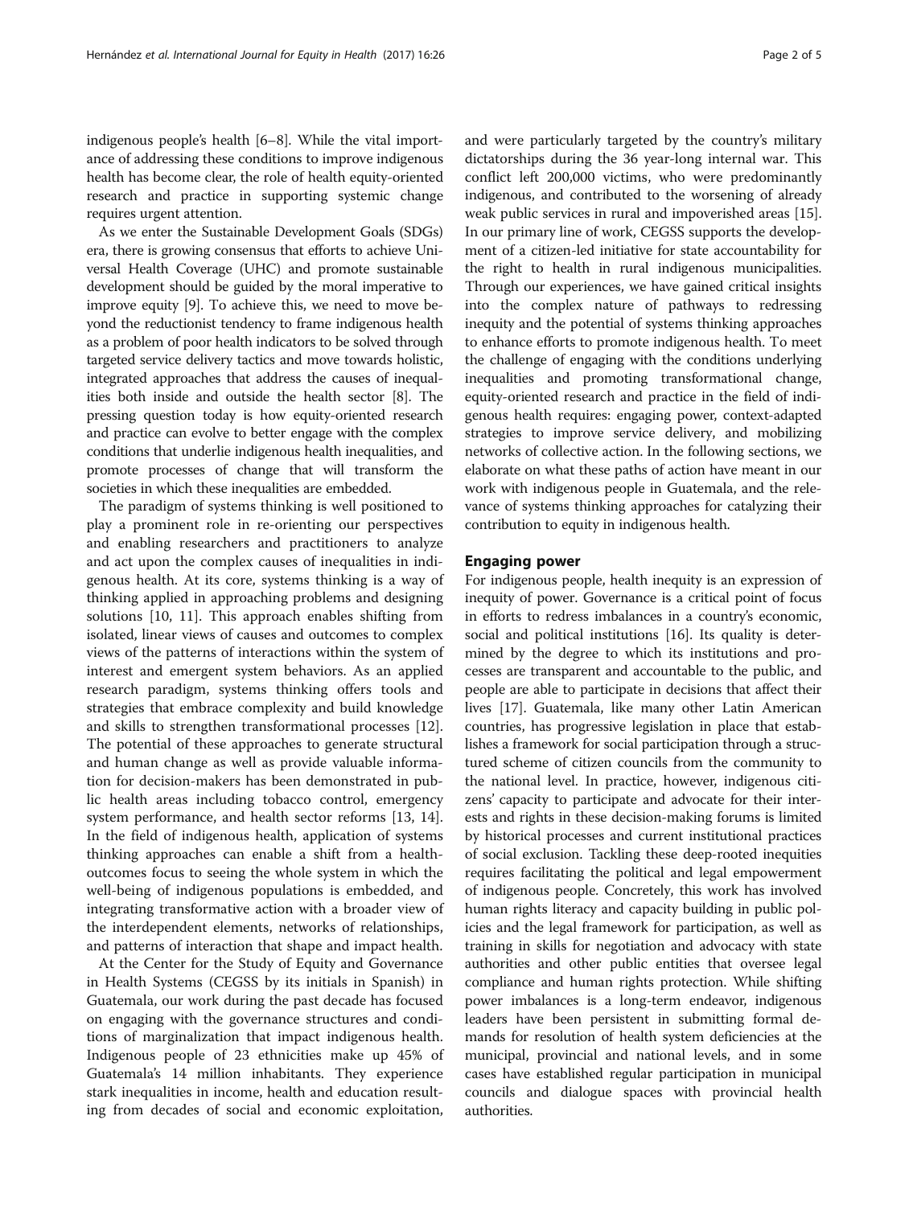indigenous people's health [6–8]. While the vital importance of addressing these conditions to improve indigenous health has become clear, the role of health equity-oriented research and practice in supporting systemic change requires urgent attention.

As we enter the Sustainable Development Goals (SDGs) era, there is growing consensus that efforts to achieve Universal Health Coverage (UHC) and promote sustainable development should be guided by the moral imperative to improve equity [9]. To achieve this, we need to move beyond the reductionist tendency to frame indigenous health as a problem of poor health indicators to be solved through targeted service delivery tactics and move towards holistic, integrated approaches that address the causes of inequalities both inside and outside the health sector [8]. The pressing question today is how equity-oriented research and practice can evolve to better engage with the complex conditions that underlie indigenous health inequalities, and promote processes of change that will transform the societies in which these inequalities are embedded.

The paradigm of systems thinking is well positioned to play a prominent role in re-orienting our perspectives and enabling researchers and practitioners to analyze and act upon the complex causes of inequalities in indigenous health. At its core, systems thinking is a way of thinking applied in approaching problems and designing solutions [10, 11]. This approach enables shifting from isolated, linear views of causes and outcomes to complex views of the patterns of interactions within the system of interest and emergent system behaviors. As an applied research paradigm, systems thinking offers tools and strategies that embrace complexity and build knowledge and skills to strengthen transformational processes [12]. The potential of these approaches to generate structural and human change as well as provide valuable information for decision-makers has been demonstrated in public health areas including tobacco control, emergency system performance, and health sector reforms [13, 14]. In the field of indigenous health, application of systems thinking approaches can enable a shift from a health-outcomes focus to seeing the whole system in which the well-being of indigenous populations is embedded, and integrating transformative action with a broader view of the interdependent elements, networks of relationships, and patterns of interaction that shape and impact health.

At the Center for the Study of Equity and Governance in Health Systems (CEGSS by its initials in Spanish) in Guatemala, our work during the past decade has focused on engaging with the governance structures and conditions of marginalization that impact indigenous health. Indigenous people of 23 ethnicities make up 45% of Guatemala's 14 million inhabitants. They experience stark inequalities in income, health and education resulting from decades of social and economic exploitation, and were particularly targeted by the country's military dictatorships during the 36 year-long internal war. This conflict left 200,000 victims, who were predominantly indigenous, and contributed to the worsening of already weak public services in rural and impoverished areas [15]. In our primary line of work, CEGSS supports the development of a citizen-led initiative for state accountability for the right to health in rural indigenous municipalities. Through our experiences, we have gained critical insights into the complex nature of pathways to redressing inequity and the potential of systems thinking approaches to enhance efforts to promote indigenous health. To meet the challenge of engaging with the conditions underlying inequalities and promoting transformational change, equity-oriented research and practice in the field of indigenous health requires: engaging power, context-adapted strategies to improve service delivery, and mobilizing networks of collective action. In the following sections, we elaborate on what these paths of action have meant in our work with indigenous people in Guatemala, and the relevance of systems thinking approaches for catalyzing their contribution to equity in indigenous health.

## Engaging power

For indigenous people, health inequity is an expression of inequity of power. Governance is a critical point of focus in efforts to redress imbalances in a country's economic, social and political institutions [16]. Its quality is determined by the degree to which its institutions and processes are transparent and accountable to the public, and people are able to participate in decisions that affect their lives [17]. Guatemala, like many other Latin American countries, has progressive legislation in place that establishes a framework for social participation through a structured scheme of citizen councils from the community to the national level. In practice, however, indigenous citizens' capacity to participate and advocate for their interests and rights in these decision-making forums is limited by historical processes and current institutional practices of social exclusion. Tackling these deep-rooted inequities requires facilitating the political and legal empowerment of indigenous people. Concretely, this work has involved human rights literacy and capacity building in public policies and the legal framework for participation, as well as training in skills for negotiation and advocacy with state authorities and other public entities that oversee legal compliance and human rights protection. While shifting power imbalances is a long-term endeavor, indigenous leaders have been persistent in submitting formal demands for resolution of health system deficiencies at the municipal, provincial and national levels, and in some cases have established regular participation in municipal councils and dialogue spaces with provincial health authorities.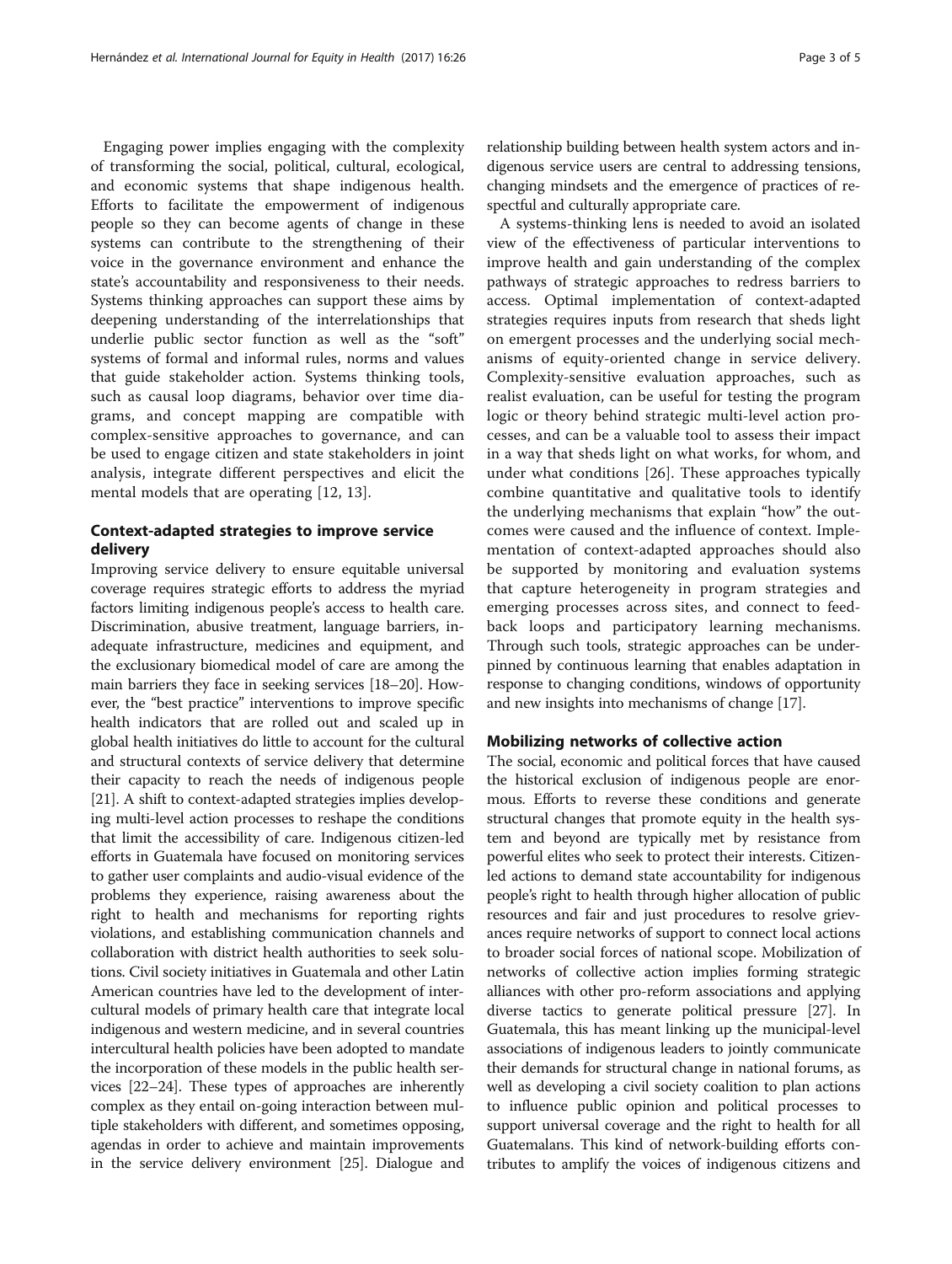Engaging power implies engaging with the complexity of transforming the social, political, cultural, ecological, and economic systems that shape indigenous health. Efforts to facilitate the empowerment of indigenous people so they can become agents of change in these systems can contribute to the strengthening of their voice in the governance environment and enhance the state's accountability and responsiveness to their needs. Systems thinking approaches can support these aims by deepening understanding of the interrelationships that underlie public sector function as well as the "soft" systems of formal and informal rules, norms and values that guide stakeholder action. Systems thinking tools, such as causal loop diagrams, behavior over time diagrams, and concept mapping are compatible with complex-sensitive approaches to governance, and can be used to engage citizen and state stakeholders in joint analysis, integrate different perspectives and elicit the mental models that are operating [12, 13].

## Context-adapted strategies to improve service delivery

Improving service delivery to ensure equitable universal coverage requires strategic efforts to address the myriad factors limiting indigenous people's access to health care. Discrimination, abusive treatment, language barriers, inadequate infrastructure, medicines and equipment, and the exclusionary biomedical model of care are among the main barriers they face in seeking services [18–20]. However, the "best practice" interventions to improve specific health indicators that are rolled out and scaled up in global health initiatives do little to account for the cultural and structural contexts of service delivery that determine their capacity to reach the needs of indigenous people [21]. A shift to context-adapted strategies implies developing multi-level action processes to reshape the conditions that limit the accessibility of care. Indigenous citizen-led efforts in Guatemala have focused on monitoring services to gather user complaints and audio-visual evidence of the problems they experience, raising awareness about the right to health and mechanisms for reporting rights violations, and establishing communication channels and collaboration with district health authorities to seek solutions. Civil society initiatives in Guatemala and other Latin American countries have led to the development of intercultural models of primary health care that integrate local indigenous and western medicine, and in several countries intercultural health policies have been adopted to mandate the incorporation of these models in the public health services [22–24]. These types of approaches are inherently complex as they entail on-going interaction between multiple stakeholders with different, and sometimes opposing, agendas in order to achieve and maintain improvements in the service delivery environment [25]. Dialogue and relationship building between health system actors and indigenous service users are central to addressing tensions, changing mindsets and the emergence of practices of respectful and culturally appropriate care.

A systems-thinking lens is needed to avoid an isolated view of the effectiveness of particular interventions to improve health and gain understanding of the complex pathways of strategic approaches to redress barriers to access. Optimal implementation of context-adapted strategies requires inputs from research that sheds light on emergent processes and the underlying social mechanisms of equity-oriented change in service delivery. Complexity-sensitive evaluation approaches, such as realist evaluation, can be useful for testing the program logic or theory behind strategic multi-level action processes, and can be a valuable tool to assess their impact in a way that sheds light on what works, for whom, and under what conditions [26]. These approaches typically combine quantitative and qualitative tools to identify the underlying mechanisms that explain "how" the outcomes were caused and the influence of context. Implementation of context-adapted approaches should also be supported by monitoring and evaluation systems that capture heterogeneity in program strategies and emerging processes across sites, and connect to feedback loops and participatory learning mechanisms. Through such tools, strategic approaches can be underpinned by continuous learning that enables adaptation in response to changing conditions, windows of opportunity and new insights into mechanisms of change [17].

## Mobilizing networks of collective action

The social, economic and political forces that have caused the historical exclusion of indigenous people are enormous. Efforts to reverse these conditions and generate structural changes that promote equity in the health system and beyond are typically met by resistance from powerful elites who seek to protect their interests. Citizen-led actions to demand state accountability for indigenous people's right to health through higher allocation of public resources and fair and just procedures to resolve grievances require networks of support to connect local actions to broader social forces of national scope. Mobilization of networks of collective action implies forming strategic alliances with other pro-reform associations and applying diverse tactics to generate political pressure [27]. In Guatemala, this has meant linking up the municipal-level associations of indigenous leaders to jointly communicate their demands for structural change in national forums, as well as developing a civil society coalition to plan actions to influence public opinion and political processes to support universal coverage and the right to health for all Guatemalans. This kind of network-building efforts contributes to amplify the voices of indigenous citizens and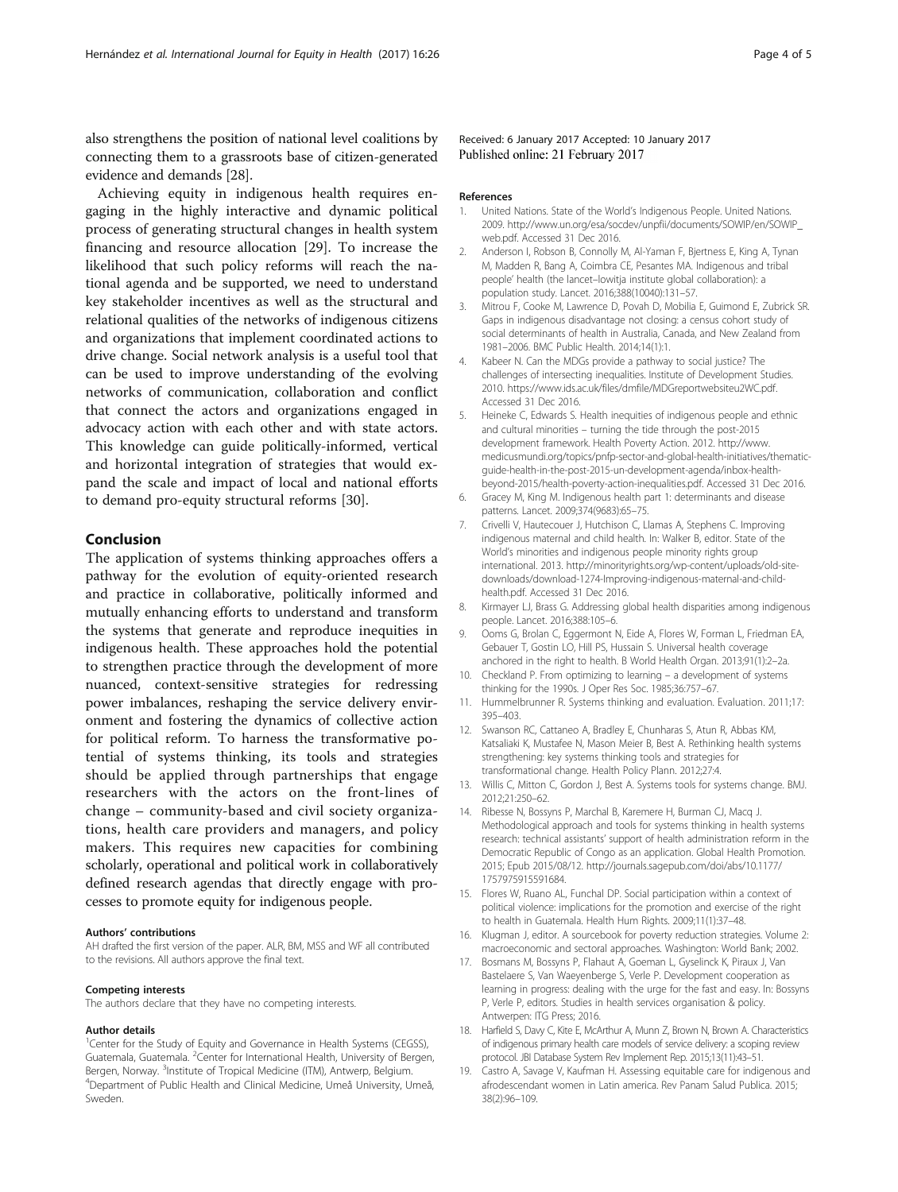also strengthens the position of national level coalitions by connecting them to a grassroots base of citizen-generated evidence and demands [28].

Achieving equity in indigenous health requires engaging in the highly interactive and dynamic political process of generating structural changes in health system financing and resource allocation [29]. To increase the likelihood that such policy reforms will reach the national agenda and be supported, we need to understand key stakeholder incentives as well as the structural and relational qualities of the networks of indigenous citizens and organizations that implement coordinated actions to drive change. Social network analysis is a useful tool that can be used to improve understanding of the evolving networks of communication, collaboration and conflict that connect the actors and organizations engaged in advocacy action with each other and with state actors. This knowledge can guide politically-informed, vertical and horizontal integration of strategies that would expand the scale and impact of local and national efforts to demand pro-equity structural reforms [30].

## Conclusion

The application of systems thinking approaches offers a pathway for the evolution of equity-oriented research and practice in collaborative, politically informed and mutually enhancing efforts to understand and transform the systems that generate and reproduce inequities in indigenous health. These approaches hold the potential to strengthen practice through the development of more nuanced, context-sensitive strategies for redressing power imbalances, reshaping the service delivery environment and fostering the dynamics of collective action for political reform. To harness the transformative potential of systems thinking, its tools and strategies should be applied through partnerships that engage researchers with the actors on the front-lines of change – community-based and civil society organizations, health care providers and managers, and policy makers. This requires new capacities for combining scholarly, operational and political work in collaboratively defined research agendas that directly engage with processes to promote equity for indigenous people.

#### Authors' contributions

AH drafted the first version of the paper. ALR, BM, MSS and WF all contributed to the revisions. All authors approve the final text.

#### Competing interests

The authors declare that they have no competing interests.

#### Author details

[1]Center for the Study of Equity and Governance in Health Systems (CEGSS), Guatemala, Guatemala. [2]Center for International Health, University of Bergen, Bergen, Norway. [3]Institute of Tropical Medicine (ITM), Antwerp, Belgium. [4]Department of Public Health and Clinical Medicine, Umeå University, Umeå, Sweden.

Received: 6 January 2017 Accepted: 10 January 2017
Published online: 21 February 2017

#### References

1. United Nations. State of the World's Indigenous People. United Nations. 2009. http://www.un.org/esa/socdev/unpfii/documents/SOWIP/en/SOWIP_web.pdf. Accessed 31 Dec 2016.
2. Anderson I, Robson B, Connolly M, Al-Yaman F, Bjertness E, King A, Tynan M, Madden R, Bang A, Coimbra CE, Pesantes MA. Indigenous and tribal people' health (the lancet–lowitja institute global collaboration): a population study. Lancet. 2016;388(10040):131–57.
3. Mitrou F, Cooke M, Lawrence D, Povah D, Mobilia E, Guimond E, Zubrick SR. Gaps in indigenous disadvantage not closing: a census cohort study of social determinants of health in Australia, Canada, and New Zealand from 1981–2006. BMC Public Health. 2014;14(1):1.
4. Kabeer N. Can the MDGs provide a pathway to social justice? The challenges of intersecting inequalities. Institute of Development Studies. 2010. https://www.ids.ac.uk/files/dmfile/MDGreportwebsiteu2WC.pdf. Accessed 31 Dec 2016.
5. Heineke C, Edwards S. Health inequities of indigenous people and ethnic and cultural minorities – turning the tide through the post-2015 development framework. Health Poverty Action. 2012. http://www.medicusmundi.org/topics/pnfp-sector-and-global-health-initiatives/thematic-guide-health-in-the-post-2015-un-development-agenda/inbox-health-beyond-2015/health-poverty-action-inequalities.pdf. Accessed 31 Dec 2016.
6. Gracey M, King M. Indigenous health part 1: determinants and disease patterns. Lancet. 2009;374(9683):65–75.
7. Crivelli V, Hautecouer J, Hutchison C, Llamas A, Stephens C. Improving indigenous maternal and child health. In: Walker B, editor. State of the World's minorities and indigenous people minority rights group international. 2013. http://minorityrights.org/wp-content/uploads/old-site-downloads/download-1274-Improving-indigenous-maternal-and-child-health.pdf. Accessed 31 Dec 2016.
8. Kirmayer LJ, Brass G. Addressing global health disparities among indigenous people. Lancet. 2016;388:105–6.
9. Ooms G, Brolan C, Eggermont N, Eide A, Flores W, Forman L, Friedman EA, Gebauer T, Gostin LO, Hill PS, Hussain S. Universal health coverage anchored in the right to health. B World Health Organ. 2013;91(1):2–2a.
10. Checkland P. From optimizing to learning – a development of systems thinking for the 1990s. J Oper Res Soc. 1985;36:757–67.
11. Hummelbrunner R. Systems thinking and evaluation. Evaluation. 2011;17: 395–403.
12. Swanson RC, Cattaneo A, Bradley E, Chunharas S, Atun R, Abbas KM, Katsaliaki K, Mustafee N, Mason Meier B, Best A. Rethinking health systems strengthening: key systems thinking tools and strategies for transformational change. Health Policy Plann. 2012;27:4.
13. Willis C, Mitton C, Gordon J, Best A. Systems tools for systems change. BMJ. 2012;21:250–62.
14. Ribesse N, Bossyns P, Marchal B, Karemere H, Burman CJ, Macq J. Methodological approach and tools for systems thinking in health systems research: technical assistants' support of health administration reform in the Democratic Republic of Congo as an application. Global Health Promotion. 2015; Epub 2015/08/12. http://journals.sagepub.com/doi/abs/10.1177/1757975915591684.
15. Flores W, Ruano AL, Funchal DP. Social participation within a context of political violence: implications for the promotion and exercise of the right to health in Guatemala. Health Hum Rights. 2009;11(1):37–48.
16. Klugman J, editor. A sourcebook for poverty reduction strategies. Volume 2: macroeconomic and sectoral approaches. Washington: World Bank; 2002.
17. Bosmans M, Bossyns P, Flahaut A, Goeman L, Gyselinck K, Piraux J, Van Bastelaere S, Van Waeyenberge S, Verle P. Development cooperation as learning in progress: dealing with the urge for the fast and easy. In: Bossyns P, Verle P, editors. Studies in health services organisation & policy. Antwerpen: ITG Press; 2016.
18. Harfield S, Davy C, Kite E, McArthur A, Munn Z, Brown N, Brown A. Characteristics of indigenous primary health care models of service delivery: a scoping review protocol. JBI Database System Rev Implement Rep. 2015;13(11):43–51.
19. Castro A, Savage V, Kaufman H. Assessing equitable care for indigenous and afrodescendant women in Latin america. Rev Panam Salud Publica. 2015; 38(2):96–109.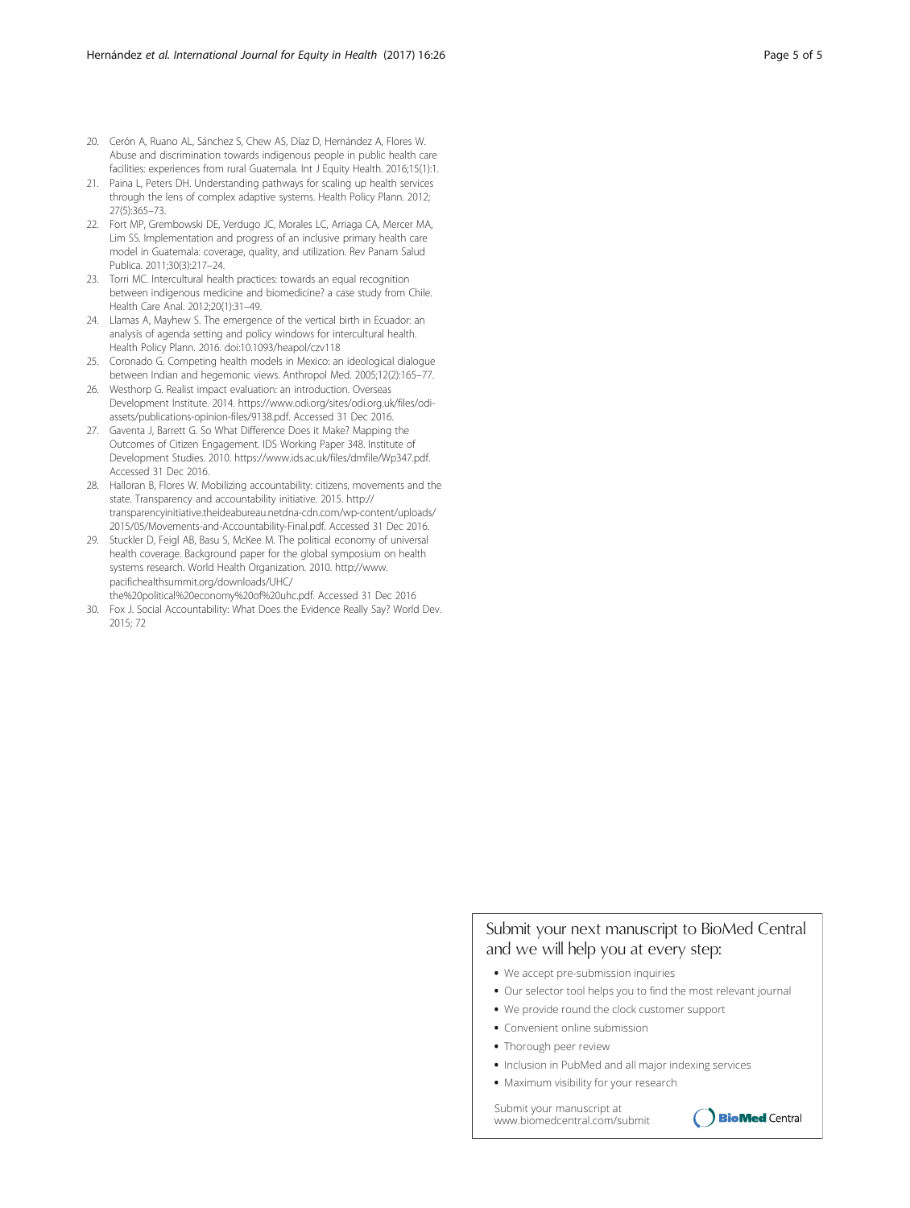20. Cerón A, Ruano AL, Sánchez S, Chew AS, Díaz D, Hernández A, Flores W. Abuse and discrimination towards indigenous people in public health care facilities: experiences from rural Guatemala. Int J Equity Health. 2016;15(1):1.
21. Paina L, Peters DH. Understanding pathways for scaling up health services through the lens of complex adaptive systems. Health Policy Plann. 2012; 27(5):365–73.
22. Fort MP, Grembowski DE, Verdugo JC, Morales LC, Arriaga CA, Mercer MA, Lim SS. Implementation and progress of an inclusive primary health care model in Guatemala: coverage, quality, and utilization. Rev Panam Salud Publica. 2011;30(3):217–24.
23. Torri MC. Intercultural health practices: towards an equal recognition between indigenous medicine and biomedicine? a case study from Chile. Health Care Anal. 2012;20(1):31–49.
24. Llamas A, Mayhew S. The emergence of the vertical birth in Ecuador: an analysis of agenda setting and policy windows for intercultural health. Health Policy Plann. 2016. doi:10.1093/heapol/czv118
25. Coronado G. Competing health models in Mexico: an ideological dialogue between Indian and hegemonic views. Anthropol Med. 2005;12(2):165–77.
26. Westhorp G. Realist impact evaluation: an introduction. Overseas Development Institute. 2014. https://www.odi.org/sites/odi.org.uk/files/odi-assets/publications-opinion-files/9138.pdf. Accessed 31 Dec 2016.
27. Gaventa J, Barrett G. So What Difference Does it Make? Mapping the Outcomes of Citizen Engagement. IDS Working Paper 348. Institute of Development Studies. 2010. https://www.ids.ac.uk/files/dmfile/Wp347.pdf. Accessed 31 Dec 2016.
28. Halloran B, Flores W. Mobilizing accountability: citizens, movements and the state. Transparency and accountability initiative. 2015. http://transparencyinitiative.theideabureau.netdna-cdn.com/wp-content/uploads/2015/05/Movements-and-Accountability-Final.pdf. Accessed 31 Dec 2016.
29. Stuckler D, Feigl AB, Basu S, McKee M. The political economy of universal health coverage. Background paper for the global symposium on health systems research. World Health Organization. 2010. http://www.pacifichealthsummit.org/downloads/UHC/the%20political%20economy%20of%20uhc.pdf. Accessed 31 Dec 2016
30. Fox J. Social Accountability: What Does the Evidence Really Say? World Dev. 2015; 72

Submit your next manuscript to BioMed Central and we will help you at every step:

- We accept pre-submission inquiries
- Our selector tool helps you to find the most relevant journal
- We provide round the clock customer support
- Convenient online submission
- Thorough peer review
- Inclusion in PubMed and all major indexing services
- Maximum visibility for your research

Submit your manuscript at www.biomedcentral.com/submit

BioMed Central